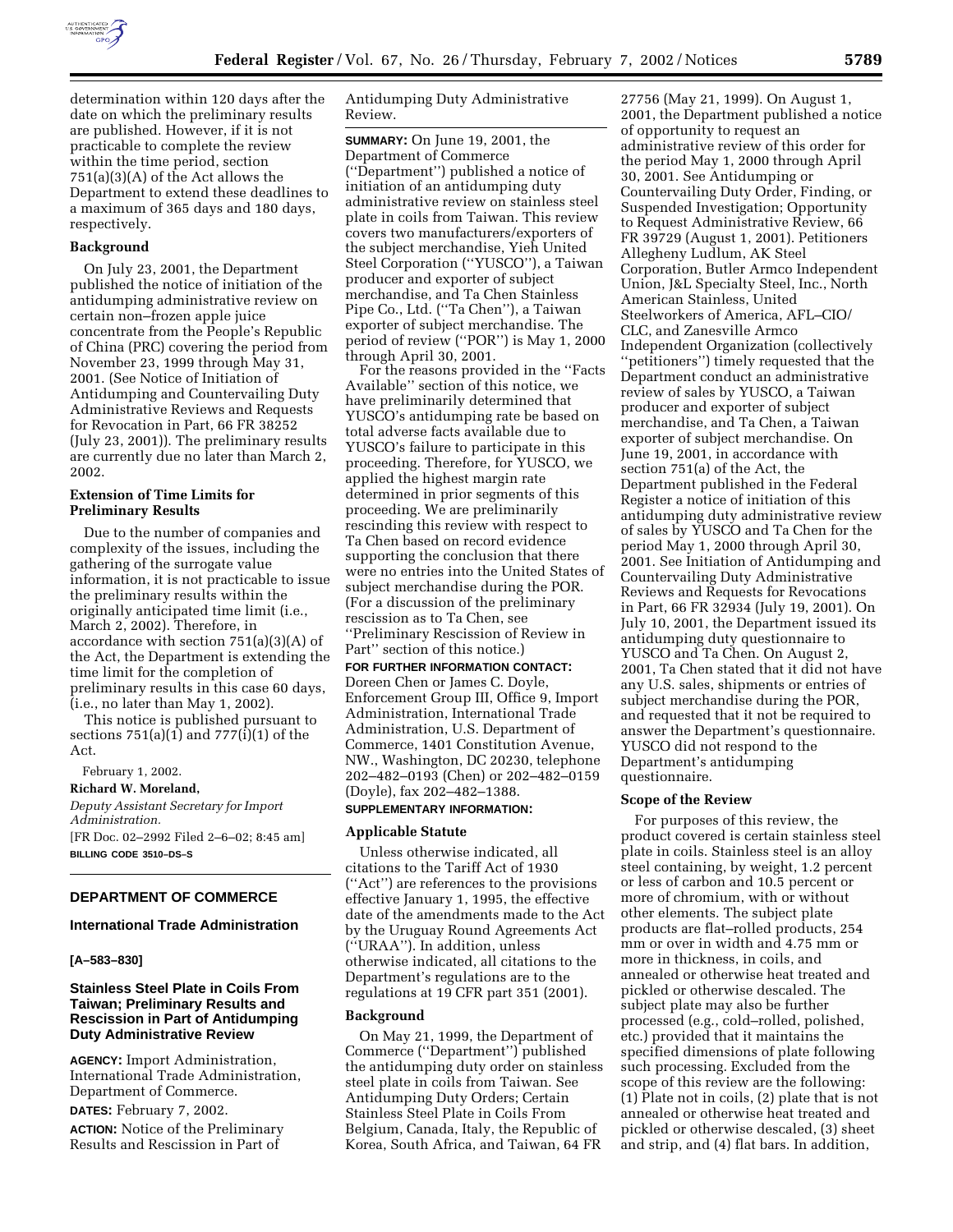determination within 120 days after the date on which the preliminary results are published. However, if it is not practicable to complete the review within the time period, section 751(a)(3)(A) of the Act allows the Department to extend these deadlines to a maximum of 365 days and 180 days, respectively.

**Background**

On July 23, 2001, the Department published the notice of initiation of the antidumping administrative review on certain non–frozen apple juice concentrate from the People's Republic of China (PRC) covering the period from November 23, 1999 through May 31, 2001. (See Notice of Initiation of Antidumping and Countervailing Duty Administrative Reviews and Requests for Revocation in Part, 66 FR 38252 (July 23, 2001)). The preliminary results are currently due no later than March 2, 2002.

**Extension of Time Limits for Preliminary Results**

Due to the number of companies and complexity of the issues, including the gathering of the surrogate value information, it is not practicable to issue the preliminary results within the originally anticipated time limit (i.e., March 2, 2002). Therefore, in accordance with section 751(a)(3)(A) of the Act, the Department is extending the time limit for the completion of preliminary results in this case 60 days, (i.e., no later than May 1, 2002).

This notice is published pursuant to sections 751(a)(1) and 777(i)(1) of the Act.

February 1, 2002.

**Richard W. Moreland,**

*Deputy Assistant Secretary for Import Administration.*

[FR Doc. 02–2992 Filed 2–6–02; 8:45 am]

**BILLING CODE 3510–DS–S**

---

## DEPARTMENT OF COMMERCE

### International Trade Administration

**[A–583–830]**

### Stainless Steel Plate in Coils From Taiwan; Preliminary Results and Rescission in Part of Antidumping Duty Administrative Review

**AGENCY:** Import Administration, International Trade Administration, Department of Commerce.

**DATES:** February 7, 2002.

**ACTION:** Notice of the Preliminary Results and Rescission in Part of Antidumping Duty Administrative Review.

**SUMMARY:** On June 19, 2001, the Department of Commerce (''Department'') published a notice of initiation of an antidumping duty administrative review on stainless steel plate in coils from Taiwan. This review covers two manufacturers/exporters of the subject merchandise, Yieh United Steel Corporation (''YUSCO''), a Taiwan producer and exporter of subject merchandise, and Ta Chen Stainless Pipe Co., Ltd. (''Ta Chen''), a Taiwan exporter of subject merchandise. The period of review (''POR'') is May 1, 2000 through April 30, 2001.

For the reasons provided in the ''Facts Available'' section of this notice, we have preliminarily determined that YUSCO's antidumping rate be based on total adverse facts available due to YUSCO's failure to participate in this proceeding. Therefore, for YUSCO, we applied the highest margin rate determined in prior segments of this proceeding. We are preliminarily rescinding this review with respect to Ta Chen based on record evidence supporting the conclusion that there were no entries into the United States of subject merchandise during the POR. (For a discussion of the preliminary rescission as to Ta Chen, see ''Preliminary Rescission of Review in Part'' section of this notice.)

**FOR FURTHER INFORMATION CONTACT:** Doreen Chen or James C. Doyle, Enforcement Group III, Office 9, Import Administration, International Trade Administration, U.S. Department of Commerce, 1401 Constitution Avenue, NW., Washington, DC 20230, telephone 202–482–0193 (Chen) or 202–482–0159 (Doyle), fax 202–482–1388.

**SUPPLEMENTARY INFORMATION:**

**Applicable Statute**

Unless otherwise indicated, all citations to the Tariff Act of 1930 (''Act'') are references to the provisions effective January 1, 1995, the effective date of the amendments made to the Act by the Uruguay Round Agreements Act (''URAA''). In addition, unless otherwise indicated, all citations to the Department's regulations are to the regulations at 19 CFR part 351 (2001).

**Background**

On May 21, 1999, the Department of Commerce (''Department'') published the antidumping duty order on stainless steel plate in coils from Taiwan. See Antidumping Duty Orders; Certain Stainless Steel Plate in Coils From Belgium, Canada, Italy, the Republic of Korea, South Africa, and Taiwan, 64 FR 27756 (May 21, 1999). On August 1, 2001, the Department published a notice of opportunity to request an administrative review of this order for the period May 1, 2000 through April 30, 2001. See Antidumping or Countervailing Duty Order, Finding, or Suspended Investigation; Opportunity to Request Administrative Review, 66 FR 39729 (August 1, 2001). Petitioners Allegheny Ludlum, AK Steel Corporation, Butler Armco Independent Union, J&L Specialty Steel, Inc., North American Stainless, United Steelworkers of America, AFL–CIO/CLC, and Zanesville Armco Independent Organization (collectively ''petitioners'') timely requested that the Department conduct an administrative review of sales by YUSCO, a Taiwan producer and exporter of subject merchandise, and Ta Chen, a Taiwan exporter of subject merchandise. On June 19, 2001, in accordance with section 751(a) of the Act, the Department published in the Federal Register a notice of initiation of this antidumping duty administrative review of sales by YUSCO and Ta Chen for the period May 1, 2000 through April 30, 2001. See Initiation of Antidumping and Countervailing Duty Administrative Reviews and Requests for Revocations in Part, 66 FR 32934 (July 19, 2001). On July 10, 2001, the Department issued its antidumping duty questionnaire to YUSCO and Ta Chen. On August 2, 2001, Ta Chen stated that it did not have any U.S. sales, shipments or entries of subject merchandise during the POR, and requested that it not be required to answer the Department's questionnaire. YUSCO did not respond to the Department's antidumping questionnaire.

**Scope of the Review**

For purposes of this review, the product covered is certain stainless steel plate in coils. Stainless steel is an alloy steel containing, by weight, 1.2 percent or less of carbon and 10.5 percent or more of chromium, with or without other elements. The subject plate products are flat–rolled products, 254 mm or over in width and 4.75 mm or more in thickness, in coils, and annealed or otherwise heat treated and pickled or otherwise descaled. The subject plate may also be further processed (e.g., cold–rolled, polished, etc.) provided that it maintains the specified dimensions of plate following such processing. Excluded from the scope of this review are the following: (1) Plate not in coils, (2) plate that is not annealed or otherwise heat treated and pickled or otherwise descaled, (3) sheet and strip, and (4) flat bars. In addition,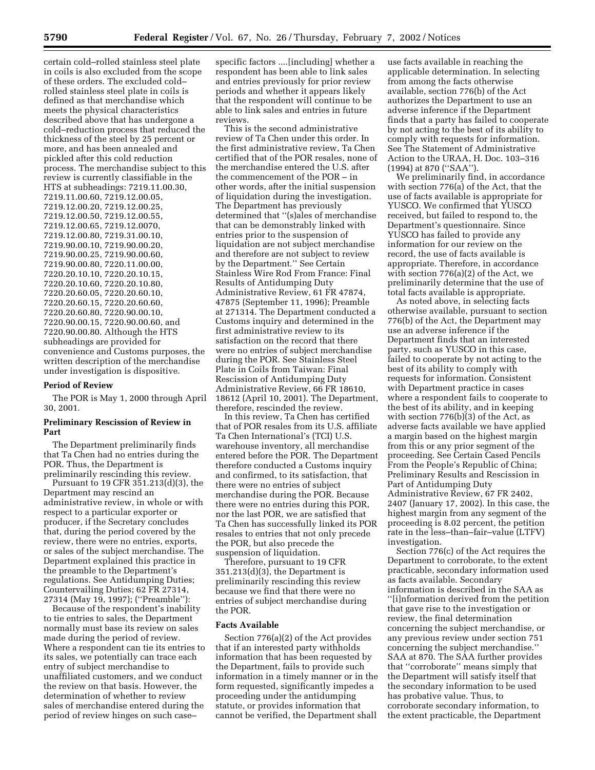certain cold–rolled stainless steel plate in coils is also excluded from the scope of these orders. The excluded cold–rolled stainless steel plate in coils is defined as that merchandise which meets the physical characteristics described above that has undergone a cold–reduction process that reduced the thickness of the steel by 25 percent or more, and has been annealed and pickled after this cold reduction process. The merchandise subject to this review is currently classifiable in the HTS at subheadings: 7219.11.00.30, 7219.11.00.60, 7219.12.00.05, 7219.12.00.20, 7219.12.00.25, 7219.12.00.50, 7219.12.00.55, 7219.12.00.65, 7219.12.0070, 7219.12.00.80, 7219.31.00.10, 7219.90.00.10, 7219.90.00.20, 7219.90.00.25, 7219.90.00.60, 7219.90.00.80, 7220.11.00.00, 7220.20.10.10, 7220.20.10.15, 7220.20.10.60, 7220.20.10.80, 7220.20.60.05, 7220.20.60.10, 7220.20.60.15, 7220.20.60.60, 7220.20.60.80, 7220.90.00.10, 7220.90.00.15, 7220.90.00.60, and 7220.90.00.80. Although the HTS subheadings are provided for convenience and Customs purposes, the written description of the merchandise under investigation is dispositive.

**Period of Review**

The POR is May 1, 2000 through April 30, 2001.

**Preliminary Rescission of Review in Part**

The Department preliminarily finds that Ta Chen had no entries during the POR. Thus, the Department is preliminarily rescinding this review.

Pursuant to 19 CFR 351.213(d)(3), the Department may rescind an administrative review, in whole or with respect to a particular exporter or producer, if the Secretary concludes that, during the period covered by the review, there were no entries, exports, or sales of the subject merchandise. The Department explained this practice in the preamble to the Department's regulations. See Antidumping Duties; Countervailing Duties; 62 FR 27314, 27314 (May 19, 1997); (''Preamble''):

Because of the respondent's inability to tie entries to sales, the Department normally must base its review on sales made during the period of review. Where a respondent can tie its entries to its sales, we potentially can trace each entry of subject merchandise to unaffiliated customers, and we conduct the review on that basis. However, the determination of whether to review sales of merchandise entered during the period of review hinges on such case–specific factors ....[including] whether a respondent has been able to link sales and entries previously for prior review periods and whether it appears likely that the respondent will continue to be able to link sales and entries in future reviews.

This is the second administrative review of Ta Chen under this order. In the first administrative review, Ta Chen certified that of the POR resales, none of the merchandise entered the U.S. after the commencement of the POR – in other words, after the initial suspension of liquidation during the investigation. The Department has previously determined that ''(s)ales of merchandise that can be demonstrably linked with entries prior to the suspension of liquidation are not subject merchandise and therefore are not subject to review by the Department.'' See Certain Stainless Wire Rod From France: Final Results of Antidumping Duty Administrative Review, 61 FR 47874, 47875 (September 11, 1996); Preamble at 271314. The Department conducted a Customs inquiry and determined in the first administrative review to its satisfaction on the record that there were no entries of subject merchandise during the POR. See Stainless Steel Plate in Coils from Taiwan: Final Rescission of Antidumping Duty Administrative Review, 66 FR 18610, 18612 (April 10, 2001). The Department, therefore, rescinded the review.

In this review, Ta Chen has certified that of POR resales from its U.S. affiliate Ta Chen International's (TCI) U.S. warehouse inventory, all merchandise entered before the POR. The Department therefore conducted a Customs inquiry and confirmed, to its satisfaction, that there were no entries of subject merchandise during the POR. Because there were no entries during this POR, nor the last POR, we are satisfied that Ta Chen has successfully linked its POR resales to entries that not only precede the POR, but also precede the suspension of liquidation.

Therefore, pursuant to 19 CFR 351.213(d)(3), the Department is preliminarily rescinding this review because we find that there were no entries of subject merchandise during the POR.

**Facts Available**

Section 776(a)(2) of the Act provides that if an interested party withholds information that has been requested by the Department, fails to provide such information in a timely manner or in the form requested, significantly impedes a proceeding under the antidumping statute, or provides information that cannot be verified, the Department shall use facts available in reaching the applicable determination. In selecting from among the facts otherwise available, section 776(b) of the Act authorizes the Department to use an adverse inference if the Department finds that a party has failed to cooperate by not acting to the best of its ability to comply with requests for information. See The Statement of Administrative Action to the URAA, H. Doc. 103–316 (1994) at 870 (''SAA'').

We preliminarily find, in accordance with section 776(a) of the Act, that the use of facts available is appropriate for YUSCO. We confirmed that YUSCO received, but failed to respond to, the Department's questionnaire. Since YUSCO has failed to provide any information for our review on the record, the use of facts available is appropriate. Therefore, in accordance with section 776(a)(2) of the Act, we preliminarily determine that the use of total facts available is appropriate.

As noted above, in selecting facts otherwise available, pursuant to section 776(b) of the Act, the Department may use an adverse inference if the Department finds that an interested party, such as YUSCO in this case, failed to cooperate by not acting to the best of its ability to comply with requests for information. Consistent with Department practice in cases where a respondent fails to cooperate to the best of its ability, and in keeping with section 776(b)(3) of the Act, as adverse facts available we have applied a margin based on the highest margin from this or any prior segment of the proceeding. See Certain Cased Pencils From the People's Republic of China; Preliminary Results and Rescission in Part of Antidumping Duty Administrative Review, 67 FR 2402, 2407 (January 17, 2002). In this case, the highest margin from any segment of the proceeding is 8.02 percent, the petition rate in the less–than–fair–value (LTFV) investigation.

Section 776(c) of the Act requires the Department to corroborate, to the extent practicable, secondary information used as facts available. Secondary information is described in the SAA as ''[i]nformation derived from the petition that gave rise to the investigation or review, the final determination concerning the subject merchandise, or any previous review under section 751 concerning the subject merchandise.'' SAA at 870. The SAA further provides that ''corroborate'' means simply that the Department will satisfy itself that the secondary information to be used has probative value. Thus, to corroborate secondary information, to the extent practicable, the Department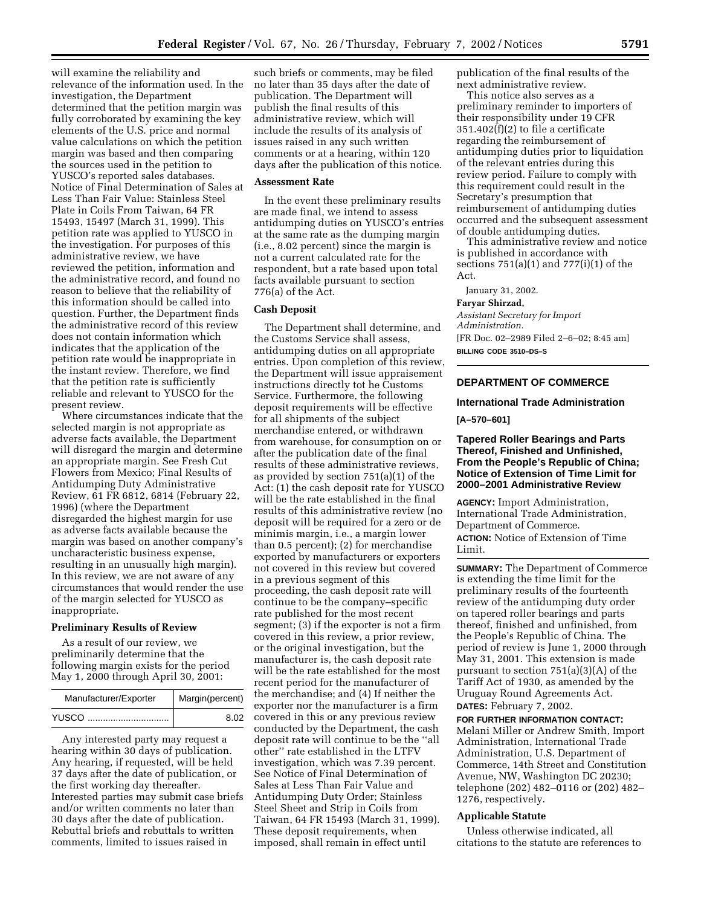will examine the reliability and relevance of the information used. In the investigation, the Department determined that the petition margin was fully corroborated by examining the key elements of the U.S. price and normal value calculations on which the petition margin was based and then comparing the sources used in the petition to YUSCO's reported sales databases. Notice of Final Determination of Sales at Less Than Fair Value: Stainless Steel Plate in Coils From Taiwan, 64 FR 15493, 15497 (March 31, 1999). This petition rate was applied to YUSCO in the investigation. For purposes of this administrative review, we have reviewed the petition, information and the administrative record, and found no reason to believe that the reliability of this information should be called into question. Further, the Department finds the administrative record of this review does not contain information which indicates that the application of the petition rate would be inappropriate in the instant review. Therefore, we find that the petition rate is sufficiently reliable and relevant to YUSCO for the present review.

Where circumstances indicate that the selected margin is not appropriate as adverse facts available, the Department will disregard the margin and determine an appropriate margin. See Fresh Cut Flowers from Mexico; Final Results of Antidumping Duty Administrative Review, 61 FR 6812, 6814 (February 22, 1996) (where the Department disregarded the highest margin for use as adverse facts available because the margin was based on another company's uncharacteristic business expense, resulting in an unusually high margin). In this review, we are not aware of any circumstances that would render the use of the margin selected for YUSCO as inappropriate.

**Preliminary Results of Review**

As a result of our review, we preliminarily determine that the following margin exists for the period May 1, 2000 through April 30, 2001:

| Manufacturer/Exporter | Margin(percent) |
|---|---|
| YUSCO | 8.02 |

Any interested party may request a hearing within 30 days of publication. Any hearing, if requested, will be held 37 days after the date of publication, or the first working day thereafter. Interested parties may submit case briefs and/or written comments no later than 30 days after the date of publication. Rebuttal briefs and rebuttals to written comments, limited to issues raised in such briefs or comments, may be filed no later than 35 days after the date of publication. The Department will publish the final results of this administrative review, which will include the results of its analysis of issues raised in any such written comments or at a hearing, within 120 days after the publication of this notice.

**Assessment Rate**

In the event these preliminary results are made final, we intend to assess antidumping duties on YUSCO's entries at the same rate as the dumping margin (i.e., 8.02 percent) since the margin is not a current calculated rate for the respondent, but a rate based upon total facts available pursuant to section 776(a) of the Act.

**Cash Deposit**

The Department shall determine, and the Customs Service shall assess, antidumping duties on all appropriate entries. Upon completion of this review, the Department will issue appraisement instructions directly tot he Customs Service. Furthermore, the following deposit requirements will be effective for all shipments of the subject merchandise entered, or withdrawn from warehouse, for consumption on or after the publication date of the final results of these administrative reviews, as provided by section 751(a)(1) of the Act: (1) the cash deposit rate for YUSCO will be the rate established in the final results of this administrative review (no deposit will be required for a zero or de minimis margin, i.e., a margin lower than 0.5 percent); (2) for merchandise exported by manufacturers or exporters not covered in this review but covered in a previous segment of this proceeding, the cash deposit rate will continue to be the company–specific rate published for the most recent segment; (3) if the exporter is not a firm covered in this review, a prior review, or the original investigation, but the manufacturer is, the cash deposit rate will be the rate established for the most recent period for the manufacturer of the merchandise; and (4) If neither the exporter nor the manufacturer is a firm covered in this or any previous review conducted by the Department, the cash deposit rate will continue to be the ''all other'' rate established in the LTFV investigation, which was 7.39 percent. See Notice of Final Determination of Sales at Less Than Fair Value and Antidumping Duty Order; Stainless Steel Sheet and Strip in Coils from Taiwan, 64 FR 15493 (March 31, 1999). These deposit requirements, when imposed, shall remain in effect until publication of the final results of the next administrative review.

This notice also serves as a preliminary reminder to importers of their responsibility under 19 CFR 351.402(f)(2) to file a certificate regarding the reimbursement of antidumping duties prior to liquidation of the relevant entries during this review period. Failure to comply with this requirement could result in the Secretary's presumption that reimbursement of antidumping duties occurred and the subsequent assessment of double antidumping duties.

This administrative review and notice is published in accordance with sections 751(a)(1) and 777(i)(1) of the Act.

January 31, 2002.

**Faryar Shirzad,**

*Assistant Secretary for Import Administration.*

[FR Doc. 02–2989 Filed 2–6–02; 8:45 am]

**BILLING CODE 3510–DS–S**

## DEPARTMENT OF COMMERCE

### International Trade Administration

**[A–570–601]**

### Tapered Roller Bearings and Parts Thereof, Finished and Unfinished, From the People's Republic of China; Notice of Extension of Time Limit for 2000–2001 Administrative Review

**AGENCY:** Import Administration, International Trade Administration, Department of Commerce.

**ACTION:** Notice of Extension of Time Limit.

**SUMMARY:** The Department of Commerce is extending the time limit for the preliminary results of the fourteenth review of the antidumping duty order on tapered roller bearings and parts thereof, finished and unfinished, from the People's Republic of China. The period of review is June 1, 2000 through May 31, 2001. This extension is made pursuant to section 751(a)(3)(A) of the Tariff Act of 1930, as amended by the Uruguay Round Agreements Act.

**DATES:** February 7, 2002.

**FOR FURTHER INFORMATION CONTACT:** Melani Miller or Andrew Smith, Import Administration, International Trade Administration, U.S. Department of Commerce, 14th Street and Constitution Avenue, NW, Washington DC 20230; telephone (202) 482–0116 or (202) 482–1276, respectively.

**Applicable Statute**

Unless otherwise indicated, all citations to the statute are references to